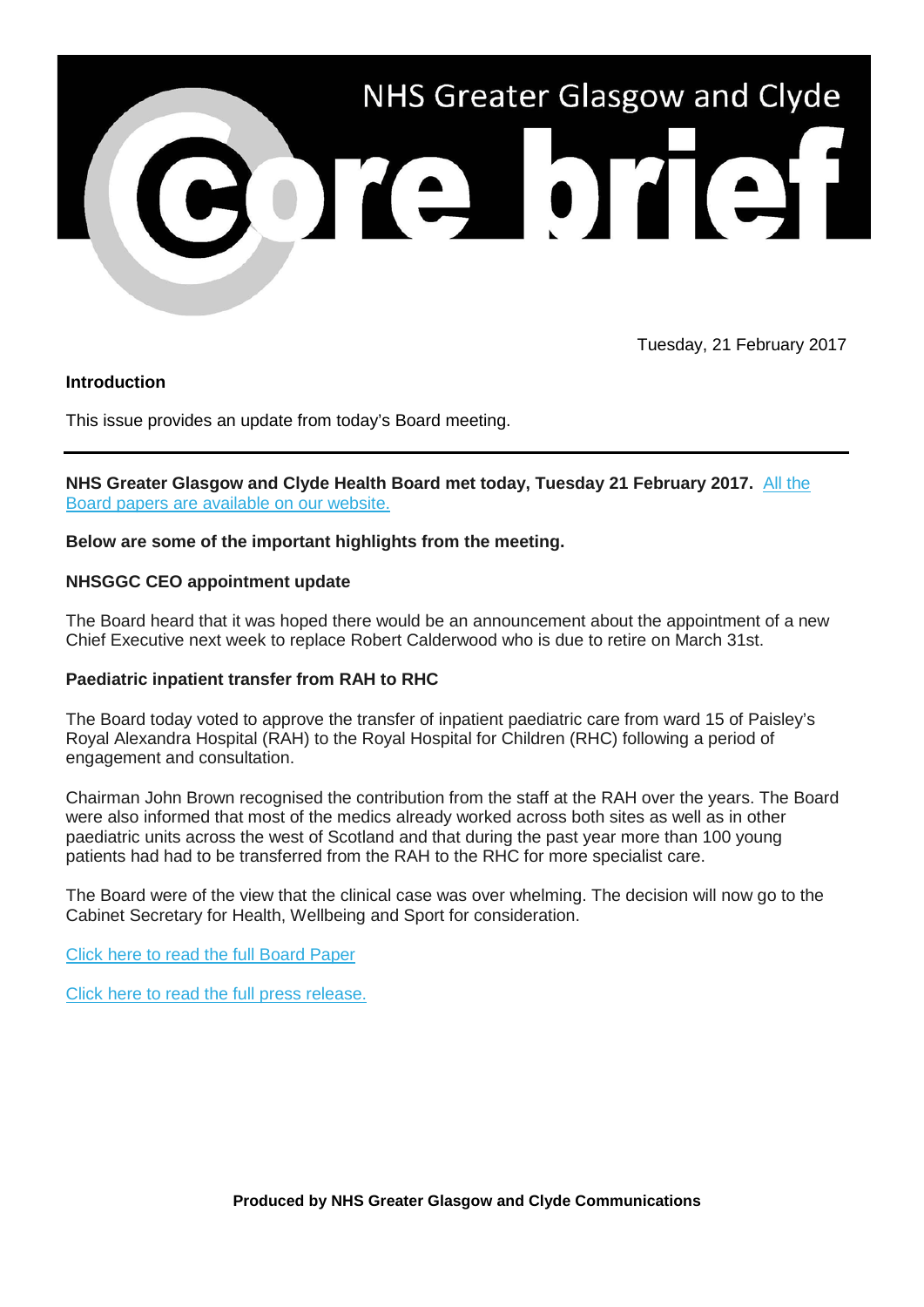# NHS Greater Glasgow and Clyde core brief

Tuesday, 21 February 2017

**Introduction**

This issue provides an update from today's Board meeting.

---

**NHS Greater Glasgow and Clyde Health Board met today, Tuesday 21 February 2017.** [All the Board papers are available on our website.]

**Below are some of the important highlights from the meeting.**

**NHSGGC CEO appointment update**

The Board heard that it was hoped there would be an announcement about the appointment of a new Chief Executive next week to replace Robert Calderwood who is due to retire on March 31st.

**Paediatric inpatient transfer from RAH to RHC**

The Board today voted to approve the transfer of inpatient paediatric care from ward 15 of Paisley's Royal Alexandra Hospital (RAH) to the Royal Hospital for Children (RHC) following a period of engagement and consultation.

Chairman John Brown recognised the contribution from the staff at the RAH over the years. The Board were also informed that most of the medics already worked across both sites as well as in other paediatric units across the west of Scotland and that during the past year more than 100 young patients had had to be transferred from the RAH to the RHC for more specialist care.

The Board were of the view that the clinical case was over whelming. The decision will now go to the Cabinet Secretary for Health, Wellbeing and Sport for consideration.

[Click here to read the full Board Paper]

[Click here to read the full press release.]

**Produced by NHS Greater Glasgow and Clyde Communications**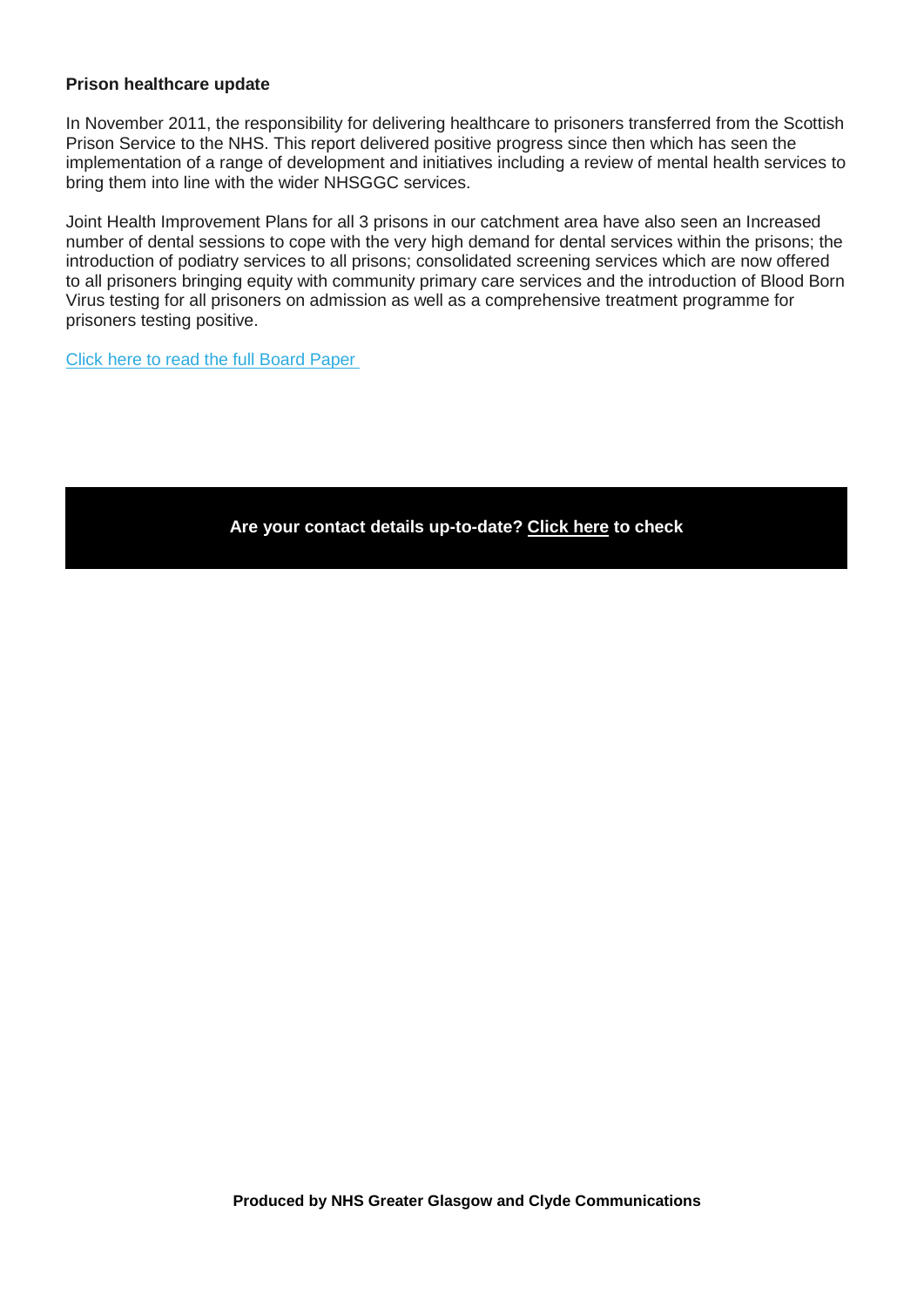**Prison healthcare update**

In November 2011, the responsibility for delivering healthcare to prisoners transferred from the Scottish Prison Service to the NHS. This report delivered positive progress since then which has seen the implementation of a range of development and initiatives including a review of mental health services to bring them into line with the wider NHSGGC services.

Joint Health Improvement Plans for all 3 prisons in our catchment area have also seen an Increased number of dental sessions to cope with the very high demand for dental services within the prisons; the introduction of podiatry services to all prisons; consolidated screening services which are now offered to all prisoners bringing equity with community primary care services and the introduction of Blood Born Virus testing for all prisoners on admission as well as a comprehensive treatment programme for prisoners testing positive.

Click here to read the full Board Paper

**Are your contact details up-to-date? Click here to check**

**Produced by NHS Greater Glasgow and Clyde Communications**